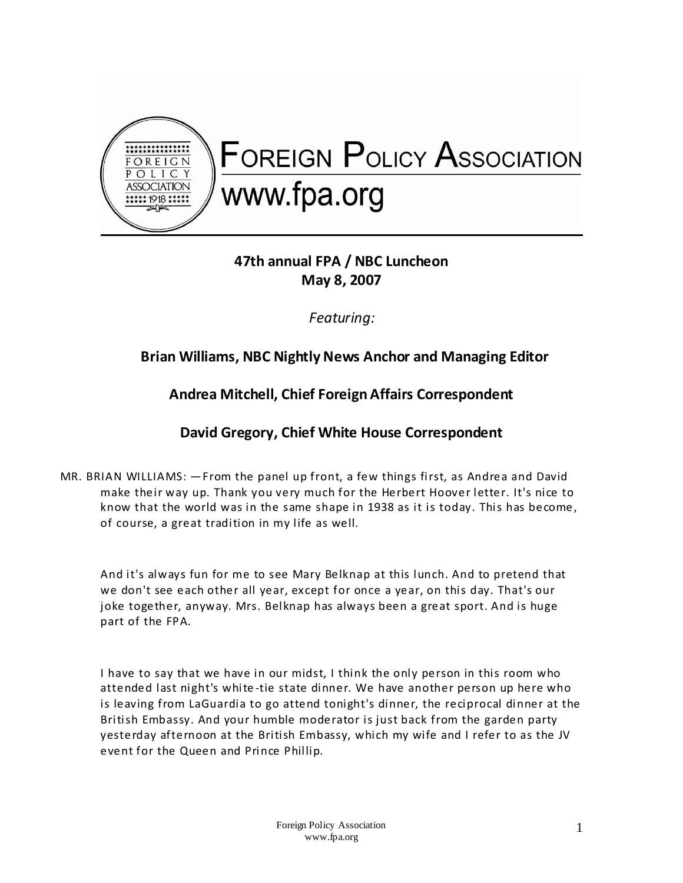# Foreign Policy Association

www.fpa.org

**47th annual FPA / NBC Luncheon**
**May 8, 2007**

*Featuring:*

**Brian Williams, NBC Nightly News Anchor and Managing Editor**

**Andrea Mitchell, Chief Foreign Affairs Correspondent**

**David Gregory, Chief White House Correspondent**

MR. BRIAN WILLIAMS: —From the panel up front, a few things first, as Andrea and David make their way up. Thank you very much for the Herbert Hoover letter. It's nice to know that the world was in the same shape in 1938 as it is today. This has become, of course, a great tradition in my life as well.

And it's always fun for me to see Mary Belknap at this lunch. And to pretend that we don't see each other all year, except for once a year, on this day. That's our joke together, anyway. Mrs. Belknap has always been a great sport. And is huge part of the FPA.

I have to say that we have in our midst, I think the only person in this room who attended last night's white-tie state dinner. We have another person up here who is leaving from LaGuardia to go attend tonight's dinner, the reciprocal dinner at the British Embassy. And your humble moderator is just back from the garden party yesterday afternoon at the British Embassy, which my wife and I refer to as the JV event for the Queen and Prince Phillip.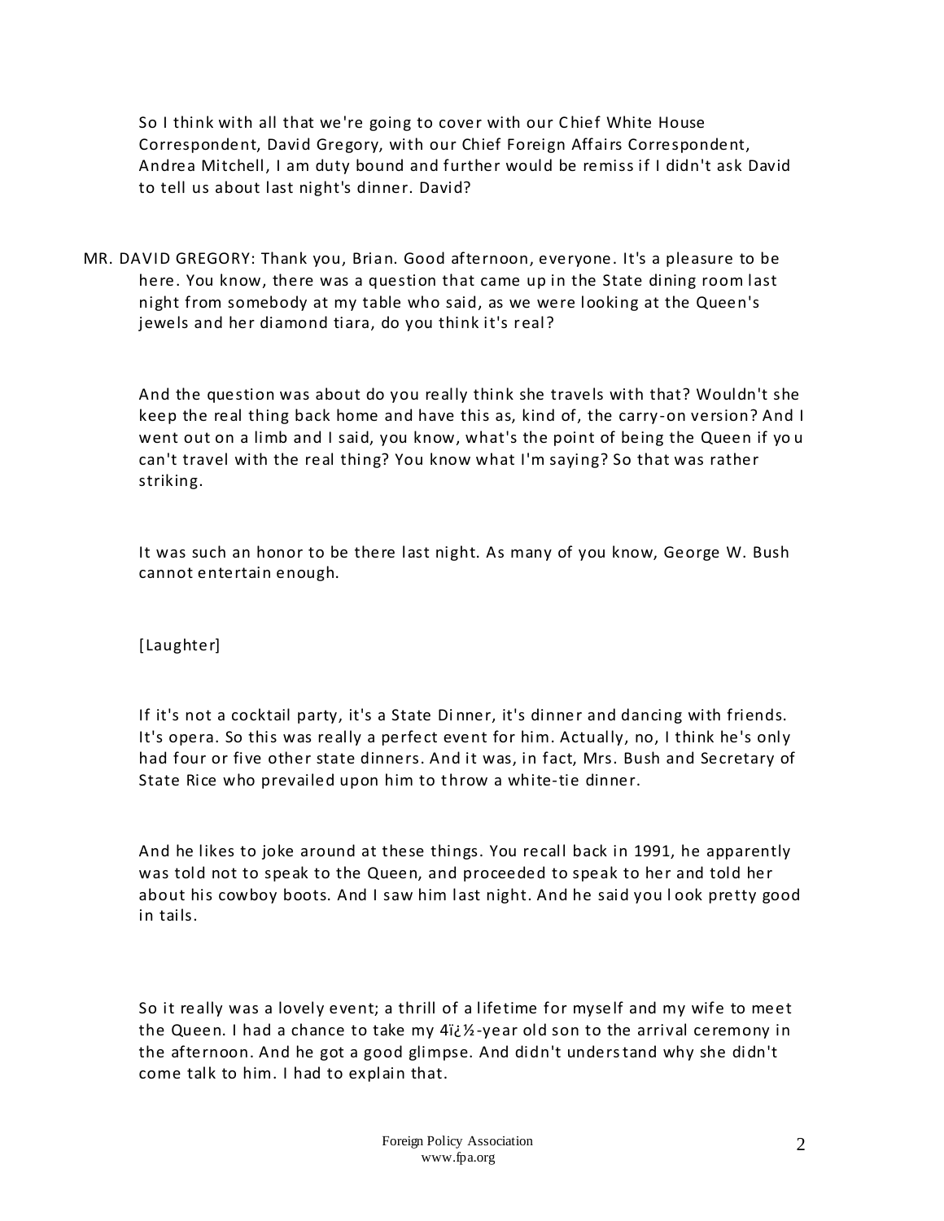So I think with all that we're going to cover with our Chief White House Correspondent, David Gregory, with our Chief Foreign Affairs Correspondent, Andrea Mitchell, I am duty bound and further would be remiss if I didn't ask David to tell us about last night's dinner. David?

MR. DAVID GREGORY: Thank you, Brian. Good afternoon, everyone. It's a pleasure to be here. You know, there was a question that came up in the State dining room last night from somebody at my table who said, as we were looking at the Queen's jewels and her diamond tiara, do you think it's real?

And the question was about do you really think she travels with that? Wouldn't she keep the real thing back home and have this as, kind of, the carry-on version? And I went out on a limb and I said, you know, what's the point of being the Queen if you can't travel with the real thing? You know what I'm saying? So that was rather striking.

It was such an honor to be there last night. As many of you know, George W. Bush cannot entertain enough.

[Laughter]

If it's not a cocktail party, it's a State Dinner, it's dinner and dancing with friends. It's opera. So this was really a perfect event for him. Actually, no, I think he's only had four or five other state dinners. And it was, in fact, Mrs. Bush and Secretary of State Rice who prevailed upon him to throw a white-tie dinner.

And he likes to joke around at these things. You recall back in 1991, he apparently was told not to speak to the Queen, and proceeded to speak to her and told her about his cowboy boots. And I saw him last night. And he said you look pretty good in tails.

So it really was a lovely event; a thrill of a lifetime for myself and my wife to meet the Queen. I had a chance to take my 4ï¿½-year old son to the arrival ceremony in the afternoon. And he got a good glimpse. And didn't understand why she didn't come talk to him. I had to explain that.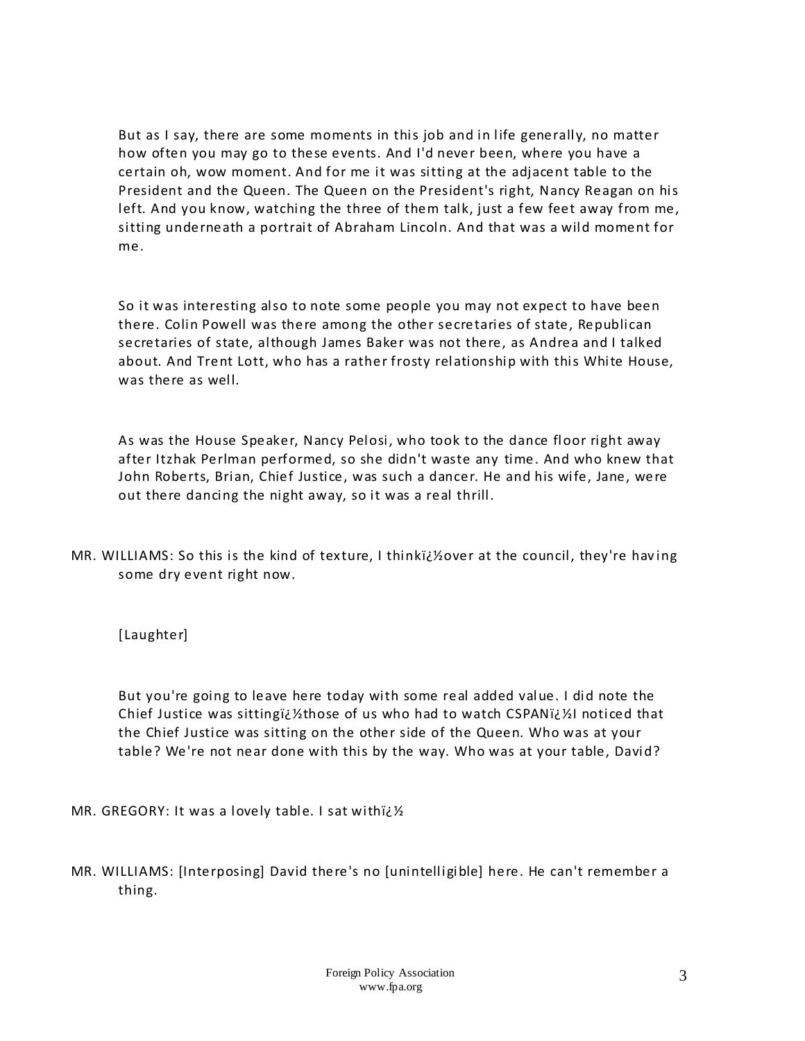But as I say, there are some moments in this job and in life generally, no matter how often you may go to these events. And I'd never been, where you have a certain oh, wow moment. And for me it was sitting at the adjacent table to the President and the Queen. The Queen on the President's right, Nancy Reagan on his left. And you know, watching the three of them talk, just a few feet away from me, sitting underneath a portrait of Abraham Lincoln. And that was a wild moment for me.

So it was interesting also to note some people you may not expect to have been there. Colin Powell was there among the other secretaries of state, Republican secretaries of state, although James Baker was not there, as Andrea and I talked about. And Trent Lott, who has a rather frosty relationship with this White House, was there as well.

As was the House Speaker, Nancy Pelosi, who took to the dance floor right away after Itzhak Perlman performed, so she didn't waste any time. And who knew that John Roberts, Brian, Chief Justice, was such a dancer. He and his wife, Jane, were out there dancing the night away, so it was a real thrill.

MR. WILLIAMS: So this is the kind of texture, I thinkï¿½over at the council, they're having some dry event right now.

[Laughter]

But you're going to leave here today with some real added value. I did note the Chief Justice was sittingï¿½those of us who had to watch CSPANï¿½I noticed that the Chief Justice was sitting on the other side of the Queen. Who was at your table? We're not near done with this by the way. Who was at your table, David?

MR. GREGORY: It was a lovely table. I sat withï¿½

MR. WILLIAMS: [Interposing] David there's no [unintelligible] here. He can't remember a thing.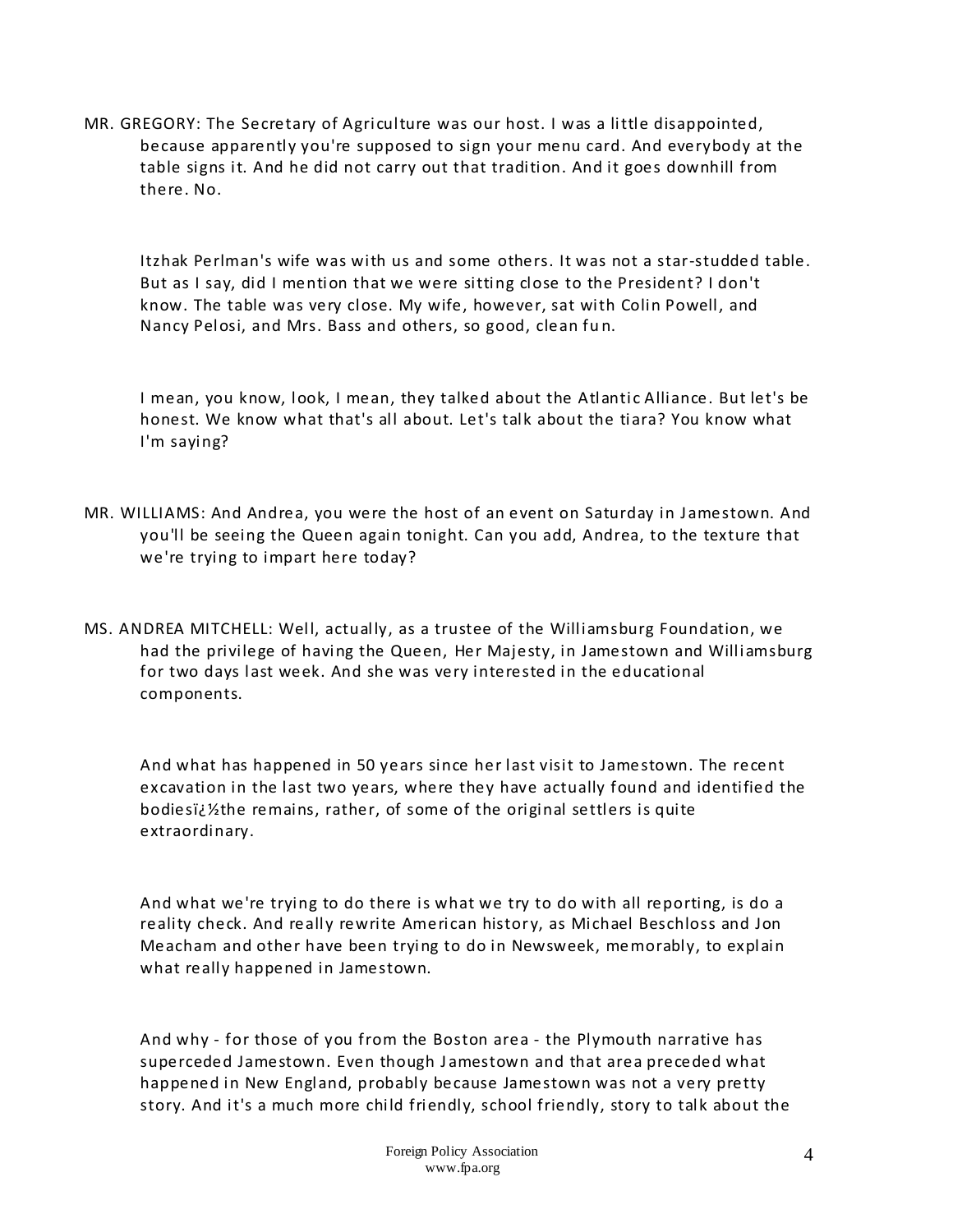MR. GREGORY: The Secretary of Agriculture was our host. I was a little disappointed, because apparently you're supposed to sign your menu card. And everybody at the table signs it. And he did not carry out that tradition. And it goes downhill from there. No.

Itzhak Perlman's wife was with us and some others. It was not a star-studded table. But as I say, did I mention that we were sitting close to the President? I don't know. The table was very close. My wife, however, sat with Colin Powell, and Nancy Pelosi, and Mrs. Bass and others, so good, clean fun.

I mean, you know, look, I mean, they talked about the Atlantic Alliance. But let's be honest. We know what that's all about. Let's talk about the tiara? You know what I'm saying?

MR. WILLIAMS: And Andrea, you were the host of an event on Saturday in Jamestown. And you'll be seeing the Queen again tonight. Can you add, Andrea, to the texture that we're trying to impart here today?

MS. ANDREA MITCHELL: Well, actually, as a trustee of the Williamsburg Foundation, we had the privilege of having the Queen, Her Majesty, in Jamestown and Williamsburg for two days last week. And she was very interested in the educational components.

And what has happened in 50 years since her last visit to Jamestown. The recent excavation in the last two years, where they have actually found and identified the bodiesï¿½the remains, rather, of some of the original settlers is quite extraordinary.

And what we're trying to do there is what we try to do with all reporting, is do a reality check. And really rewrite American history, as Michael Beschloss and Jon Meacham and other have been trying to do in Newsweek, memorably, to explain what really happened in Jamestown.

And why - for those of you from the Boston area - the Plymouth narrative has superceded Jamestown. Even though Jamestown and that area preceded what happened in New England, probably because Jamestown was not a very pretty story. And it's a much more child friendly, school friendly, story to talk about the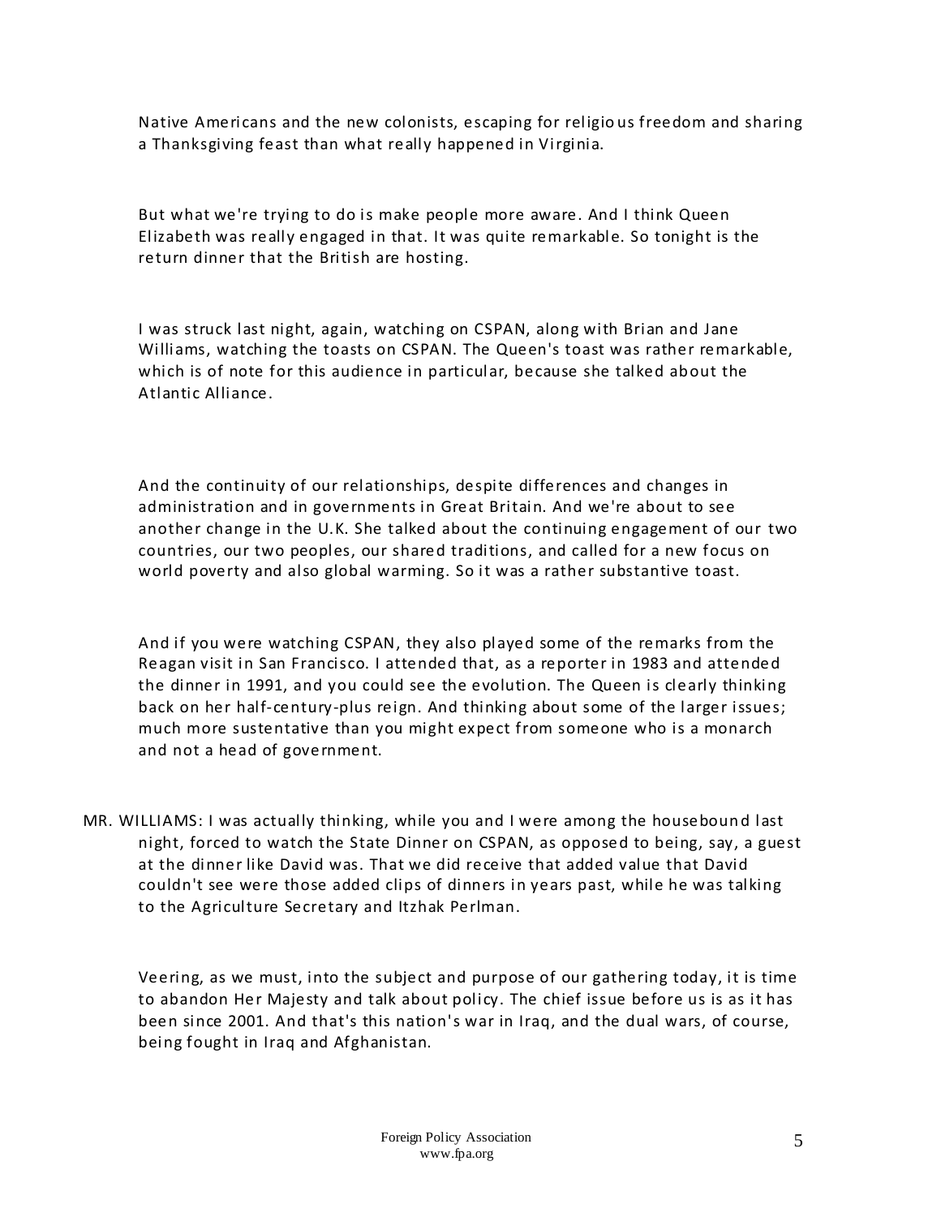Native Americans and the new colonists, escaping for religious freedom and sharing a Thanksgiving feast than what really happened in Virginia.

But what we're trying to do is make people more aware. And I think Queen Elizabeth was really engaged in that. It was quite remarkable. So tonight is the return dinner that the British are hosting.

I was struck last night, again, watching on CSPAN, along with Brian and Jane Williams, watching the toasts on CSPAN. The Queen's toast was rather remarkable, which is of note for this audience in particular, because she talked about the Atlantic Alliance.

And the continuity of our relationships, despite differences and changes in administration and in governments in Great Britain. And we're about to see another change in the U.K. She talked about the continuing engagement of our two countries, our two peoples, our shared traditions, and called for a new focus on world poverty and also global warming. So it was a rather substantive toast.

And if you were watching CSPAN, they also played some of the remarks from the Reagan visit in San Francisco. I attended that, as a reporter in 1983 and attended the dinner in 1991, and you could see the evolution. The Queen is clearly thinking back on her half-century-plus reign. And thinking about some of the larger issues; much more sustentative than you might expect from someone who is a monarch and not a head of government.

MR. WILLIAMS: I was actually thinking, while you and I were among the housebound last night, forced to watch the State Dinner on CSPAN, as opposed to being, say, a guest at the dinner like David was. That we did receive that added value that David couldn't see were those added clips of dinners in years past, while he was talking to the Agriculture Secretary and Itzhak Perlman.

Veering, as we must, into the subject and purpose of our gathering today, it is time to abandon Her Majesty and talk about policy. The chief issue before us is as it has been since 2001. And that's this nation's war in Iraq, and the dual wars, of course, being fought in Iraq and Afghanistan.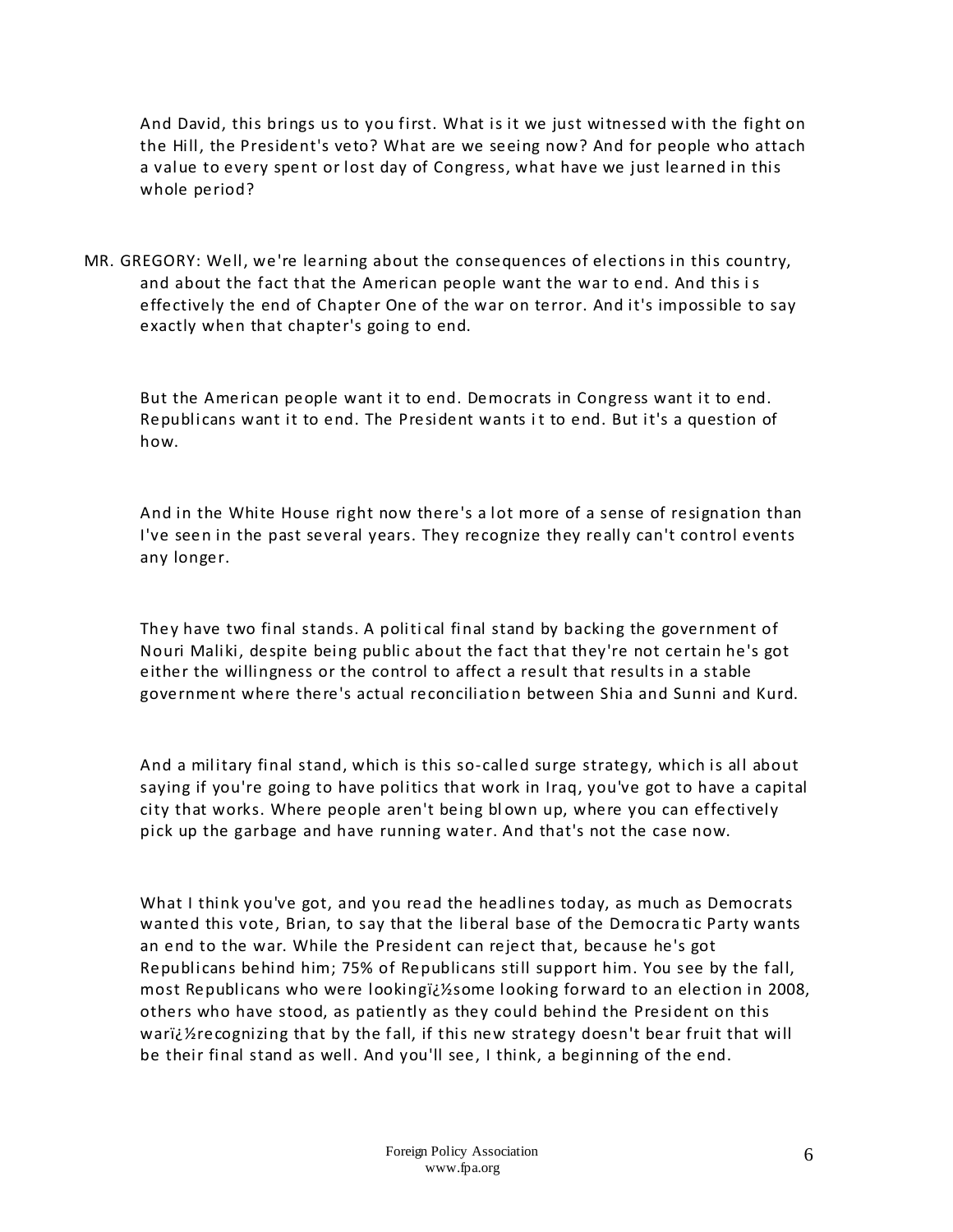And David, this brings us to you first. What is it we just witnessed with the fight on the Hill, the President's veto? What are we seeing now? And for people who attach a value to every spent or lost day of Congress, what have we just learned in this whole period?

MR. GREGORY: Well, we're learning about the consequences of elections in this country, and about the fact that the American people want the war to end. And this is effectively the end of Chapter One of the war on terror. And it's impossible to say exactly when that chapter's going to end.

But the American people want it to end. Democrats in Congress want it to end. Republicans want it to end. The President wants it to end. But it's a question of how.

And in the White House right now there's a lot more of a sense of resignation than I've seen in the past several years. They recognize they really can't control events any longer.

They have two final stands. A political final stand by backing the government of Nouri Maliki, despite being public about the fact that they're not certain he's got either the willingness or the control to affect a result that results in a stable government where there's actual reconciliation between Shia and Sunni and Kurd.

And a military final stand, which is this so-called surge strategy, which is all about saying if you're going to have politics that work in Iraq, you've got to have a capital city that works. Where people aren't being blown up, where you can effectively pick up the garbage and have running water. And that's not the case now.

What I think you've got, and you read the headlines today, as much as Democrats wanted this vote, Brian, to say that the liberal base of the Democratic Party wants an end to the war. While the President can reject that, because he's got Republicans behind him; 75% of Republicans still support him. You see by the fall, most Republicans who were lookingï¿½some looking forward to an election in 2008, others who have stood, as patiently as they could behind the President on this warï¿½recognizing that by the fall, if this new strategy doesn't bear fruit that will be their final stand as well. And you'll see, I think, a beginning of the end.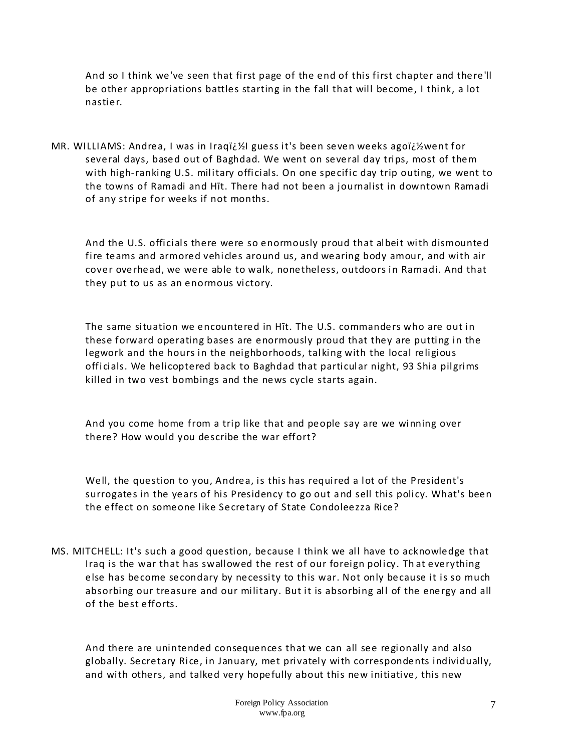And so I think we've seen that first page of the end of this first chapter and there'll be other appropriations battles starting in the fall that will become, I think, a lot nastier.

MR. WILLIAMS: Andrea, I was in Iraqï¿½I guess it's been seven weeks agoï¿½went for several days, based out of Baghdad. We went on several day trips, most of them with high-ranking U.S. military officials. On one specific day trip outing, we went to the towns of Ramadi and Hīt. There had not been a journalist in downtown Ramadi of any stripe for weeks if not months.

And the U.S. officials there were so enormously proud that albeit with dismounted fire teams and armored vehicles around us, and wearing body amour, and with air cover overhead, we were able to walk, nonetheless, outdoors in Ramadi. And that they put to us as an enormous victory.

The same situation we encountered in Hīt. The U.S. commanders who are out in these forward operating bases are enormously proud that they are putting in the legwork and the hours in the neighborhoods, talking with the local religious officials. We helicoptered back to Baghdad that particular night, 93 Shia pilgrims killed in two vest bombings and the news cycle starts again.

And you come home from a trip like that and people say are we winning over there? How would you describe the war effort?

Well, the question to you, Andrea, is this has required a lot of the President's surrogates in the years of his Presidency to go out and sell this policy. What's been the effect on someone like Secretary of State Condoleezza Rice?

MS. MITCHELL: It's such a good question, because I think we all have to acknowledge that Iraq is the war that has swallowed the rest of our foreign policy. That everything else has become secondary by necessity to this war. Not only because it is so much absorbing our treasure and our military. But it is absorbing all of the energy and all of the best efforts.

And there are unintended consequences that we can all see regionally and also globally. Secretary Rice, in January, met privately with correspondents individually, and with others, and talked very hopefully about this new initiative, this new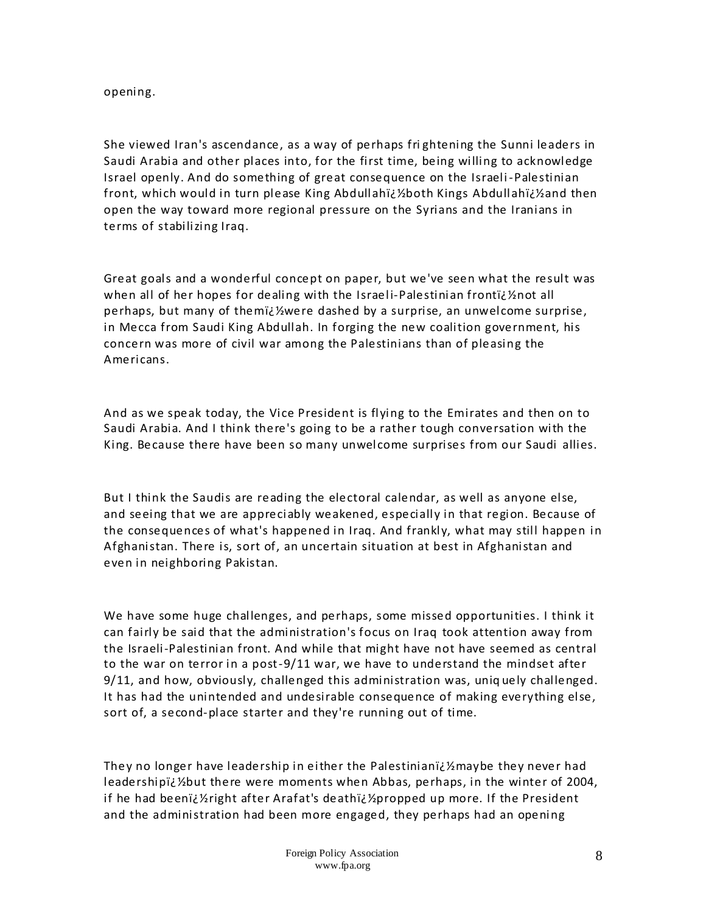opening.

She viewed Iran's ascendance, as a way of perhaps frightening the Sunni leaders in Saudi Arabia and other places into, for the first time, being willing to acknowledge Israel openly. And do something of great consequence on the Israeli-Palestinian front, which would in turn please King Abdullahï¿½both Kings Abdullahï¿½and then open the way toward more regional pressure on the Syrians and the Iranians in terms of stabilizing Iraq.

Great goals and a wonderful concept on paper, but we've seen what the result was when all of her hopes for dealing with the Israeli-Palestinian frontï¿½not all perhaps, but many of themï¿½were dashed by a surprise, an unwelcome surprise, in Mecca from Saudi King Abdullah. In forging the new coalition government, his concern was more of civil war among the Palestinians than of pleasing the Americans.

And as we speak today, the Vice President is flying to the Emirates and then on to Saudi Arabia. And I think there's going to be a rather tough conversation with the King. Because there have been so many unwelcome surprises from our Saudi allies.

But I think the Saudis are reading the electoral calendar, as well as anyone else, and seeing that we are appreciably weakened, especially in that region. Because of the consequences of what's happened in Iraq. And frankly, what may still happen in Afghanistan. There is, sort of, an uncertain situation at best in Afghanistan and even in neighboring Pakistan.

We have some huge challenges, and perhaps, some missed opportunities. I think it can fairly be said that the administration's focus on Iraq took attention away from the Israeli-Palestinian front. And while that might have not have seemed as central to the war on terror in a post-9/11 war, we have to understand the mindset after 9/11, and how, obviously, challenged this administration was, uniquely challenged. It has had the unintended and undesirable consequence of making everything else, sort of, a second-place starter and they're running out of time.

They no longer have leadership in either the Palestinianï¿½maybe they never had leadershipï¿½but there were moments when Abbas, perhaps, in the winter of 2004, if he had beenï¿½right after Arafat's deathï¿½propped up more. If the President and the administration had been more engaged, they perhaps had an opening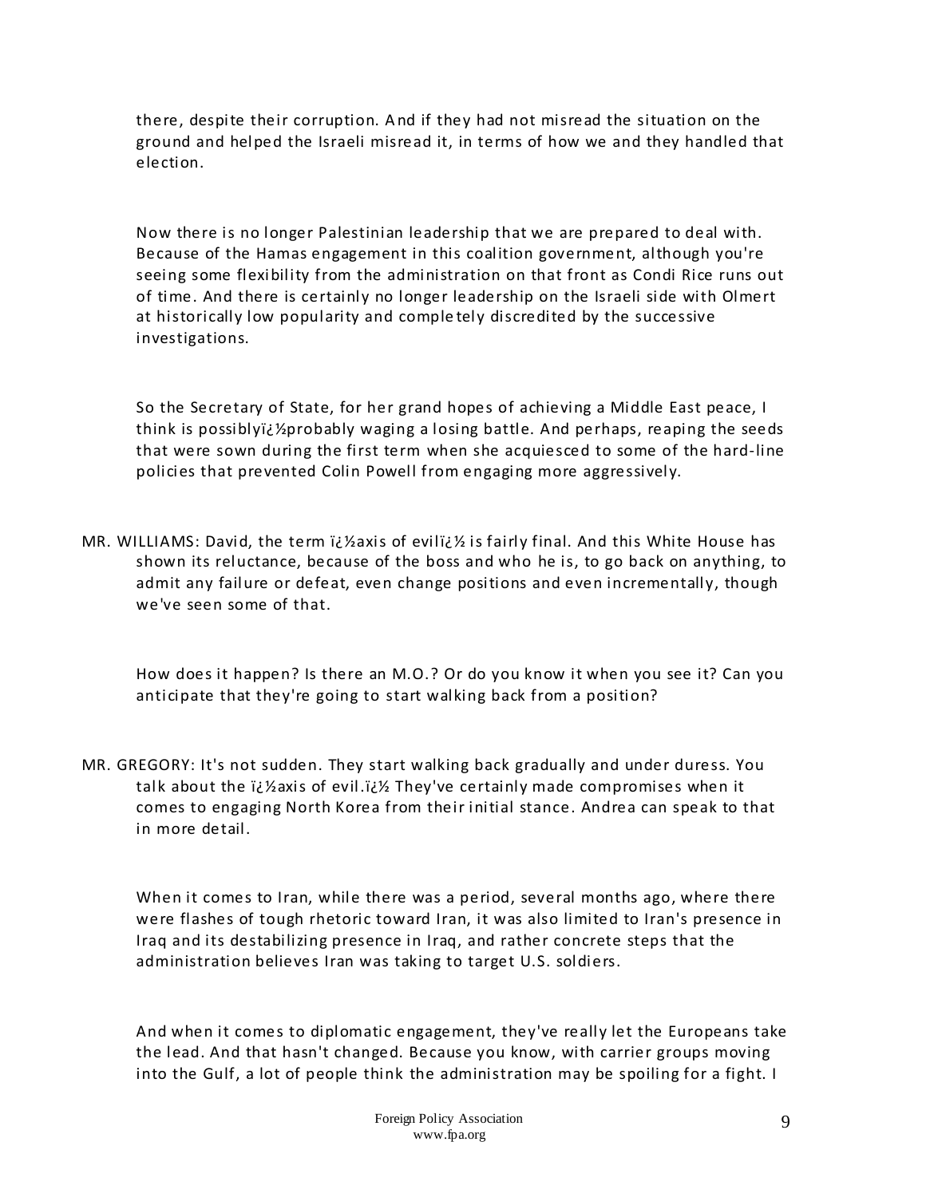there, despite their corruption. And if they had not misread the situation on the ground and helped the Israeli misread it, in terms of how we and they handled that election.

Now there is no longer Palestinian leadership that we are prepared to deal with. Because of the Hamas engagement in this coalition government, although you're seeing some flexibility from the administration on that front as Condi Rice runs out of time. And there is certainly no longer leadership on the Israeli side with Olmert at historically low popularity and completely discredited by the successive investigations.

So the Secretary of State, for her grand hopes of achieving a Middle East peace, I think is possiblyï¿½probably waging a losing battle. And perhaps, reaping the seeds that were sown during the first term when she acquiesced to some of the hard-line policies that prevented Colin Powell from engaging more aggressively.

MR. WILLIAMS: David, the term ï¿½axis of evilï¿½ is fairly final. And this White House has shown its reluctance, because of the boss and who he is, to go back on anything, to admit any failure or defeat, even change positions and even incrementally, though we've seen some of that.

How does it happen? Is there an M.O.? Or do you know it when you see it? Can you anticipate that they're going to start walking back from a position?

MR. GREGORY: It's not sudden. They start walking back gradually and under duress. You talk about the ï¿½axis of evil.ï¿½ They've certainly made compromises when it comes to engaging North Korea from their initial stance. Andrea can speak to that in more detail.

When it comes to Iran, while there was a period, several months ago, where there were flashes of tough rhetoric toward Iran, it was also limited to Iran's presence in Iraq and its destabilizing presence in Iraq, and rather concrete steps that the administration believes Iran was taking to target U.S. soldiers.

And when it comes to diplomatic engagement, they've really let the Europeans take the lead. And that hasn't changed. Because you know, with carrier groups moving into the Gulf, a lot of people think the administration may be spoiling for a fight. I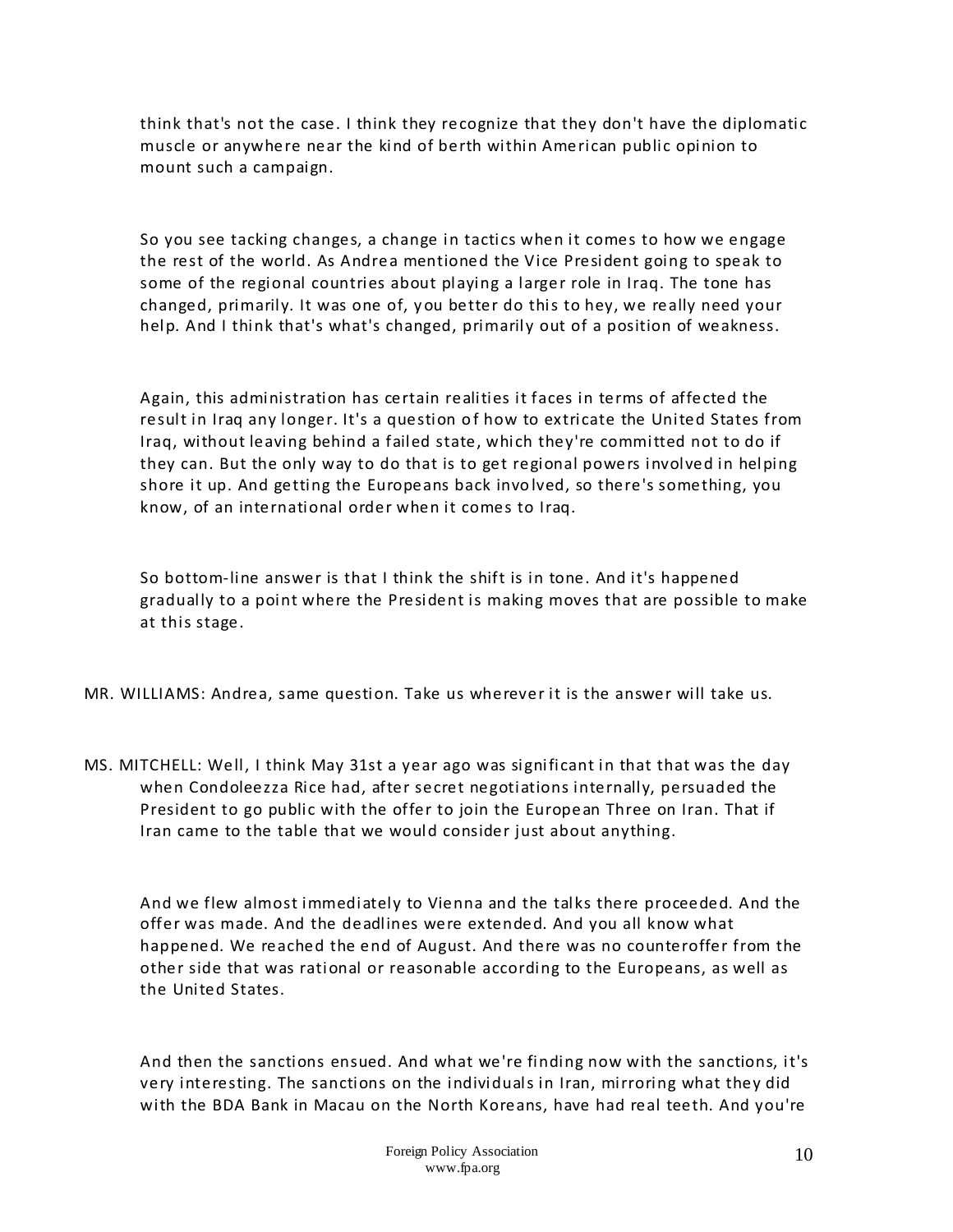think that's not the case. I think they recognize that they don't have the diplomatic muscle or anywhere near the kind of berth within American public opinion to mount such a campaign.

So you see tacking changes, a change in tactics when it comes to how we engage the rest of the world. As Andrea mentioned the Vice President going to speak to some of the regional countries about playing a larger role in Iraq. The tone has changed, primarily. It was one of, you better do this to hey, we really need your help. And I think that's what's changed, primarily out of a position of weakness.

Again, this administration has certain realities it faces in terms of affected the result in Iraq any longer. It's a question of how to extricate the United States from Iraq, without leaving behind a failed state, which they're committed not to do if they can. But the only way to do that is to get regional powers involved in helping shore it up. And getting the Europeans back involved, so there's something, you know, of an international order when it comes to Iraq.

So bottom-line answer is that I think the shift is in tone. And it's happened gradually to a point where the President is making moves that are possible to make at this stage.

MR. WILLIAMS: Andrea, same question. Take us wherever it is the answer will take us.

MS. MITCHELL: Well, I think May 31st a year ago was significant in that that was the day when Condoleezza Rice had, after secret negotiations internally, persuaded the President to go public with the offer to join the European Three on Iran. That if Iran came to the table that we would consider just about anything.

And we flew almost immediately to Vienna and the talks there proceeded. And the offer was made. And the deadlines were extended. And you all know what happened. We reached the end of August. And there was no counteroffer from the other side that was rational or reasonable according to the Europeans, as well as the United States.

And then the sanctions ensued. And what we're finding now with the sanctions, it's very interesting. The sanctions on the individuals in Iran, mirroring what they did with the BDA Bank in Macau on the North Koreans, have had real teeth. And you're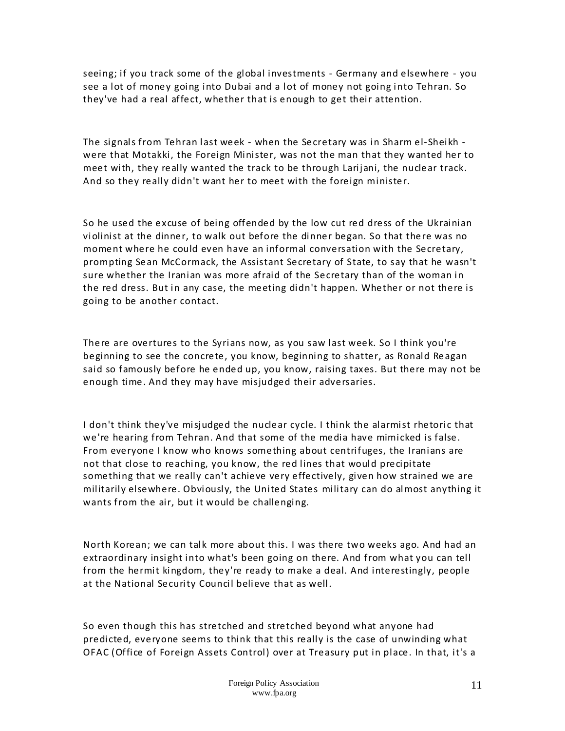seeing; if you track some of the global investments - Germany and elsewhere - you see a lot of money going into Dubai and a lot of money not going into Tehran. So they've had a real affect, whether that is enough to get their attention.

The signals from Tehran last week - when the Secretary was in Sharm el-Sheikh - were that Motakki, the Foreign Minister, was not the man that they wanted her to meet with, they really wanted the track to be through Larijani, the nuclear track. And so they really didn't want her to meet with the foreign minister.

So he used the excuse of being offended by the low cut red dress of the Ukrainian violinist at the dinner, to walk out before the dinner began. So that there was no moment where he could even have an informal conversation with the Secretary, prompting Sean McCormack, the Assistant Secretary of State, to say that he wasn't sure whether the Iranian was more afraid of the Secretary than of the woman in the red dress. But in any case, the meeting didn't happen. Whether or not there is going to be another contact.

There are overtures to the Syrians now, as you saw last week. So I think you're beginning to see the concrete, you know, beginning to shatter, as Ronald Reagan said so famously before he ended up, you know, raising taxes. But there may not be enough time. And they may have misjudged their adversaries.

I don't think they've misjudged the nuclear cycle. I think the alarmist rhetoric that we're hearing from Tehran. And that some of the media have mimicked is false. From everyone I know who knows something about centrifuges, the Iranians are not that close to reaching, you know, the red lines that would precipitate something that we really can't achieve very effectively, given how strained we are militarily elsewhere. Obviously, the United States military can do almost anything it wants from the air, but it would be challenging.

North Korean; we can talk more about this. I was there two weeks ago. And had an extraordinary insight into what's been going on there. And from what you can tell from the hermit kingdom, they're ready to make a deal. And interestingly, people at the National Security Council believe that as well.

So even though this has stretched and stretched beyond what anyone had predicted, everyone seems to think that this really is the case of unwinding what OFAC (Office of Foreign Assets Control) over at Treasury put in place. In that, it's a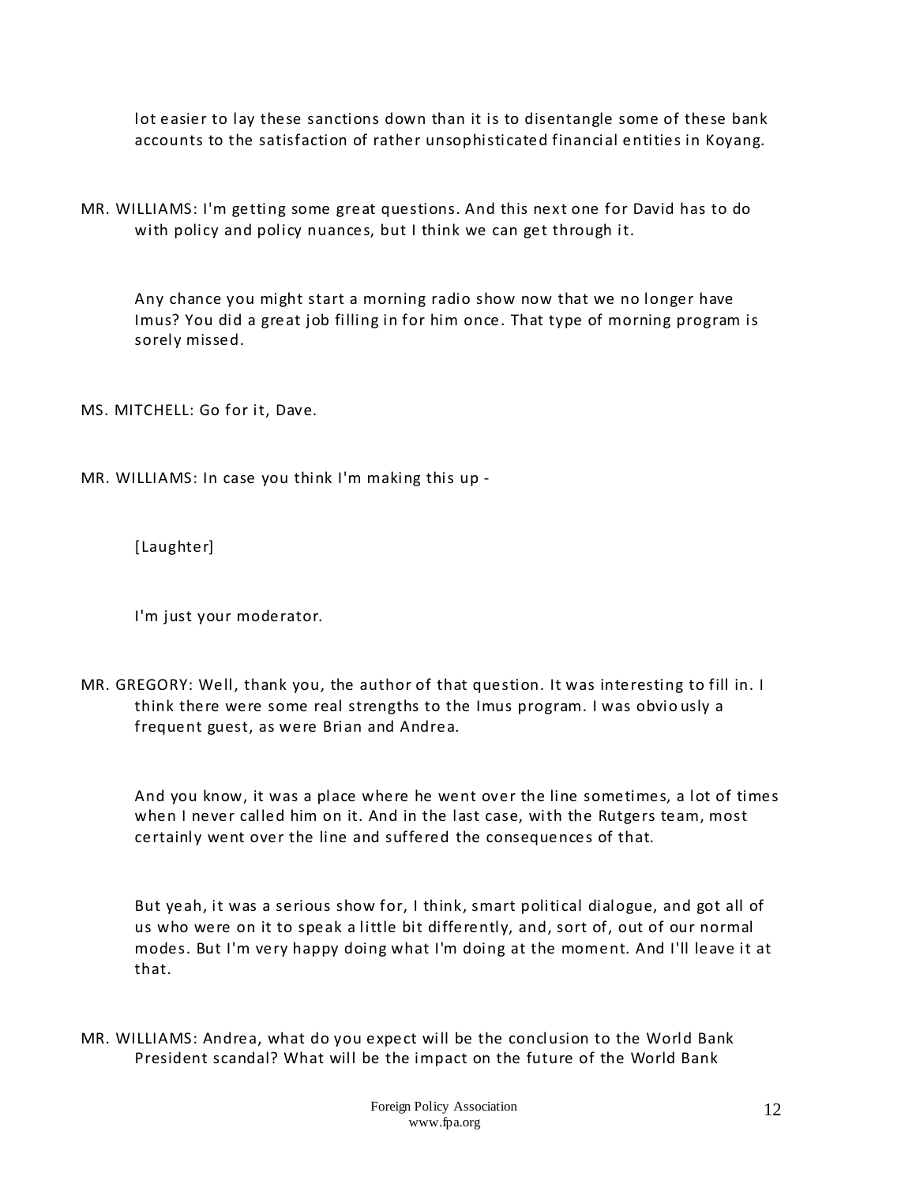lot easier to lay these sanctions down than it is to disentangle some of these bank accounts to the satisfaction of rather unsophisticated financial entities in Koyang.

MR. WILLIAMS: I'm getting some great questions. And this next one for David has to do with policy and policy nuances, but I think we can get through it.

Any chance you might start a morning radio show now that we no longer have Imus? You did a great job filling in for him once. That type of morning program is sorely missed.

MS. MITCHELL: Go for it, Dave.

MR. WILLIAMS: In case you think I'm making this up -

[Laughter]

I'm just your moderator.

MR. GREGORY: Well, thank you, the author of that question. It was interesting to fill in. I think there were some real strengths to the Imus program. I was obviously a frequent guest, as were Brian and Andrea.

And you know, it was a place where he went over the line sometimes, a lot of times when I never called him on it. And in the last case, with the Rutgers team, most certainly went over the line and suffered the consequences of that.

But yeah, it was a serious show for, I think, smart political dialogue, and got all of us who were on it to speak a little bit differently, and, sort of, out of our normal modes. But I'm very happy doing what I'm doing at the moment. And I'll leave it at that.

MR. WILLIAMS: Andrea, what do you expect will be the conclusion to the World Bank President scandal? What will be the impact on the future of the World Bank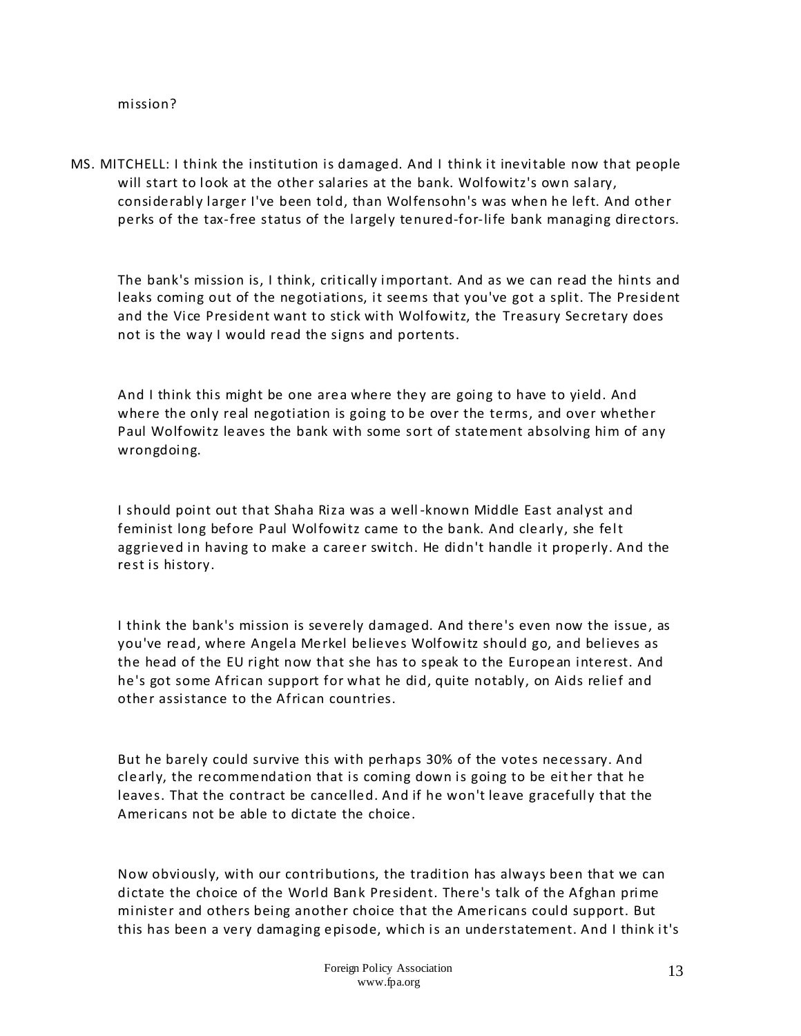mission?

MS. MITCHELL: I think the institution is damaged. And I think it inevitable now that people will start to look at the other salaries at the bank. Wolfowitz's own salary, considerably larger I've been told, than Wolfensohn's was when he left. And other perks of the tax-free status of the largely tenured-for-life bank managing directors.

The bank's mission is, I think, critically important. And as we can read the hints and leaks coming out of the negotiations, it seems that you've got a split. The President and the Vice President want to stick with Wolfowitz, the Treasury Secretary does not is the way I would read the signs and portents.

And I think this might be one area where they are going to have to yield. And where the only real negotiation is going to be over the terms, and over whether Paul Wolfowitz leaves the bank with some sort of statement absolving him of any wrongdoing.

I should point out that Shaha Riza was a well-known Middle East analyst and feminist long before Paul Wolfowitz came to the bank. And clearly, she felt aggrieved in having to make a career switch. He didn't handle it properly. And the rest is history.

I think the bank's mission is severely damaged. And there's even now the issue, as you've read, where Angela Merkel believes Wolfowitz should go, and believes as the head of the EU right now that she has to speak to the European interest. And he's got some African support for what he did, quite notably, on Aids relief and other assistance to the African countries.

But he barely could survive this with perhaps 30% of the votes necessary. And clearly, the recommendation that is coming down is going to be either that he leaves. That the contract be cancelled. And if he won't leave gracefully that the Americans not be able to dictate the choice.

Now obviously, with our contributions, the tradition has always been that we can dictate the choice of the World Bank President. There's talk of the Afghan prime minister and others being another choice that the Americans could support. But this has been a very damaging episode, which is an understatement. And I think it's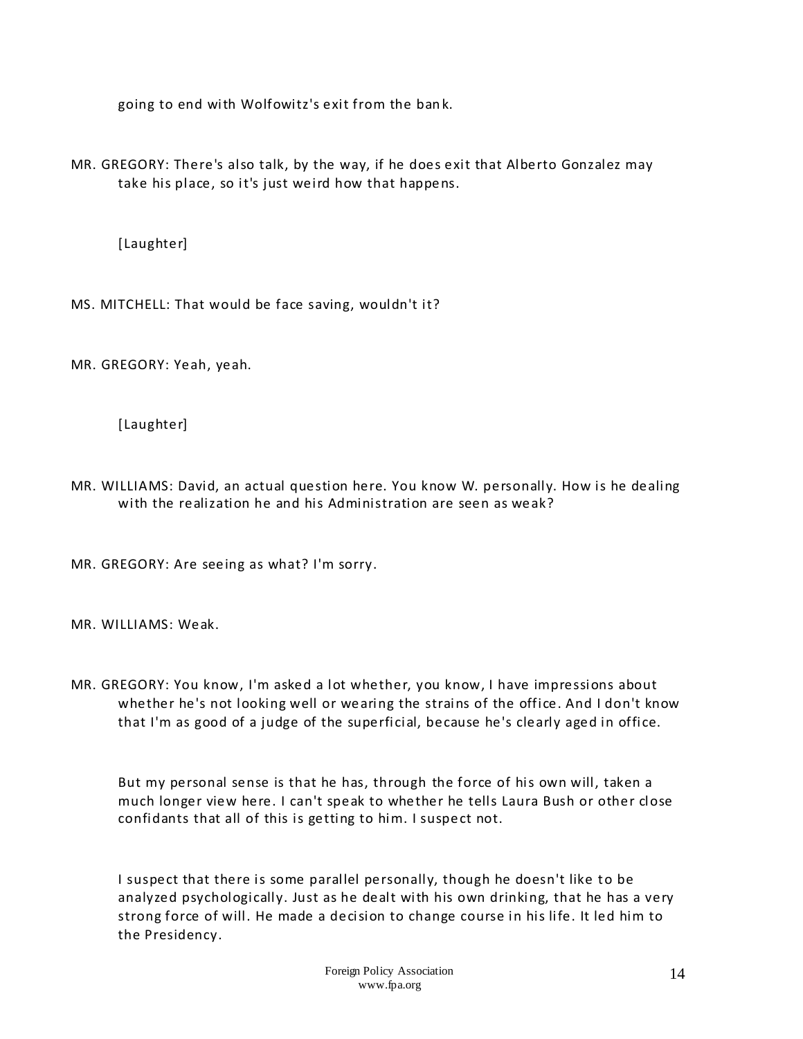going to end with Wolfowitz's exit from the bank.

MR. GREGORY: There's also talk, by the way, if he does exit that Alberto Gonzalez may take his place, so it's just weird how that happens.

[Laughter]

MS. MITCHELL: That would be face saving, wouldn't it?

MR. GREGORY: Yeah, yeah.

[Laughter]

MR. WILLIAMS: David, an actual question here. You know W. personally. How is he dealing with the realization he and his Administration are seen as weak?

MR. GREGORY: Are seeing as what? I'm sorry.

MR. WILLIAMS: Weak.

MR. GREGORY: You know, I'm asked a lot whether, you know, I have impressions about whether he's not looking well or wearing the strains of the office. And I don't know that I'm as good of a judge of the superficial, because he's clearly aged in office.

But my personal sense is that he has, through the force of his own will, taken a much longer view here. I can't speak to whether he tells Laura Bush or other close confidants that all of this is getting to him. I suspect not.

I suspect that there is some parallel personally, though he doesn't like to be analyzed psychologically. Just as he dealt with his own drinking, that he has a very strong force of will. He made a decision to change course in his life. It led him to the Presidency.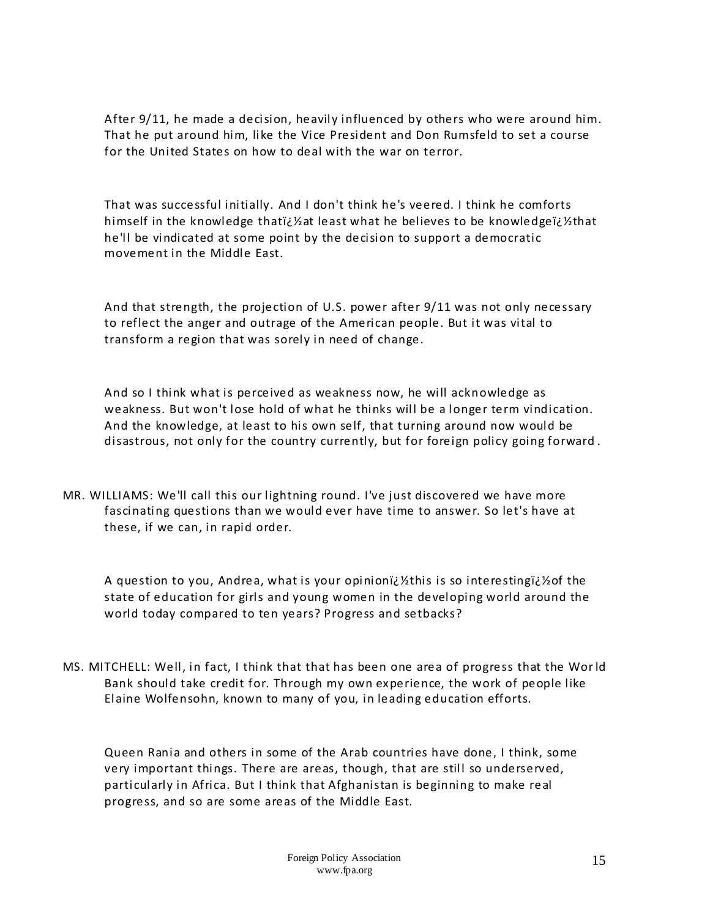After 9/11, he made a decision, heavily influenced by others who were around him. That he put around him, like the Vice President and Don Rumsfeld to set a course for the United States on how to deal with the war on terror.

That was successful initially. And I don't think he's veered. I think he comforts himself in the knowledge thatï¿½at least what he believes to be knowledgeï¿½that he'll be vindicated at some point by the decision to support a democratic movement in the Middle East.

And that strength, the projection of U.S. power after 9/11 was not only necessary to reflect the anger and outrage of the American people. But it was vital to transform a region that was sorely in need of change.

And so I think what is perceived as weakness now, he will acknowledge as weakness. But won't lose hold of what he thinks will be a longer term vindication. And the knowledge, at least to his own self, that turning around now would be disastrous, not only for the country currently, but for foreign policy going forward.

MR. WILLIAMS: We'll call this our lightning round. I've just discovered we have more fascinating questions than we would ever have time to answer. So let's have at these, if we can, in rapid order.

A question to you, Andrea, what is your opinionï¿½this is so interestingï¿½of the state of education for girls and young women in the developing world around the world today compared to ten years? Progress and setbacks?

MS. MITCHELL: Well, in fact, I think that that has been one area of progress that the World Bank should take credit for. Through my own experience, the work of people like Elaine Wolfensohn, known to many of you, in leading education efforts.

Queen Rania and others in some of the Arab countries have done, I think, some very important things. There are areas, though, that are still so underserved, particularly in Africa. But I think that Afghanistan is beginning to make real progress, and so are some areas of the Middle East.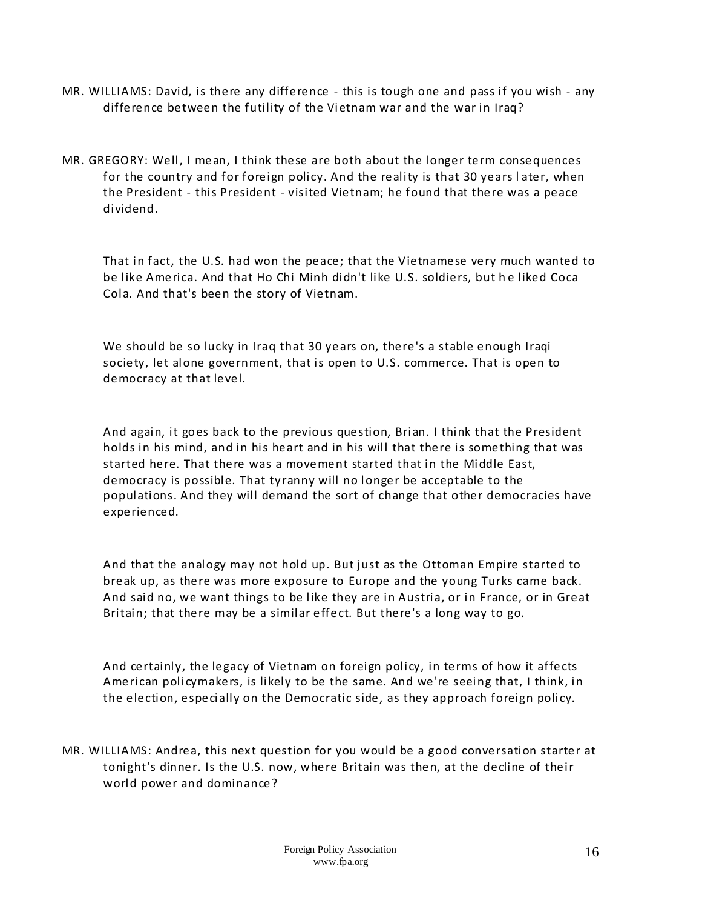MR. WILLIAMS: David, is there any difference - this is tough one and pass if you wish - any difference between the futility of the Vietnam war and the war in Iraq?

MR. GREGORY: Well, I mean, I think these are both about the longer term consequences for the country and for foreign policy. And the reality is that 30 years later, when the President - this President - visited Vietnam; he found that there was a peace dividend.

That in fact, the U.S. had won the peace; that the Vietnamese very much wanted to be like America. And that Ho Chi Minh didn't like U.S. soldiers, but he liked Coca Cola. And that's been the story of Vietnam.

We should be so lucky in Iraq that 30 years on, there's a stable enough Iraqi society, let alone government, that is open to U.S. commerce. That is open to democracy at that level.

And again, it goes back to the previous question, Brian. I think that the President holds in his mind, and in his heart and in his will that there is something that was started here. That there was a movement started that in the Middle East, democracy is possible. That tyranny will no longer be acceptable to the populations. And they will demand the sort of change that other democracies have experienced.

And that the analogy may not hold up. But just as the Ottoman Empire started to break up, as there was more exposure to Europe and the young Turks came back. And said no, we want things to be like they are in Austria, or in France, or in Great Britain; that there may be a similar effect. But there's a long way to go.

And certainly, the legacy of Vietnam on foreign policy, in terms of how it affects American policymakers, is likely to be the same. And we're seeing that, I think, in the election, especially on the Democratic side, as they approach foreign policy.

MR. WILLIAMS: Andrea, this next question for you would be a good conversation starter at tonight's dinner. Is the U.S. now, where Britain was then, at the decline of their world power and dominance?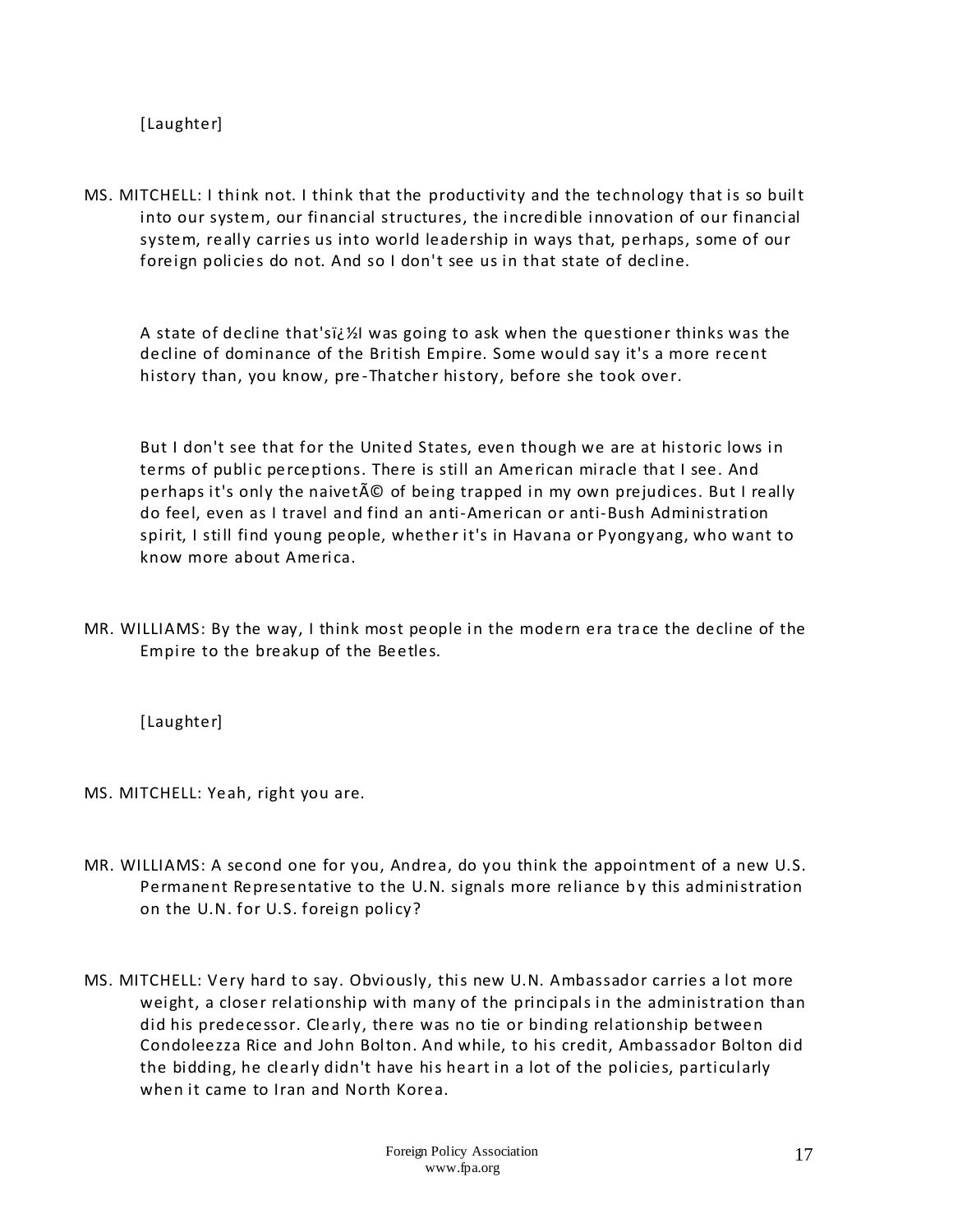[Laughter]

MS. MITCHELL: I think not. I think that the productivity and the technology that is so built into our system, our financial structures, the incredible innovation of our financial system, really carries us into world leadership in ways that, perhaps, some of our foreign policies do not. And so I don't see us in that state of decline.

A state of decline that'sï¿½I was going to ask when the questioner thinks was the decline of dominance of the British Empire. Some would say it's a more recent history than, you know, pre-Thatcher history, before she took over.

But I don't see that for the United States, even though we are at historic lows in terms of public perceptions. There is still an American miracle that I see. And perhaps it's only the naivetÃ© of being trapped in my own prejudices. But I really do feel, even as I travel and find an anti-American or anti-Bush Administration spirit, I still find young people, whether it's in Havana or Pyongyang, who want to know more about America.

MR. WILLIAMS: By the way, I think most people in the modern era trace the decline of the Empire to the breakup of the Beetles.

[Laughter]

MS. MITCHELL: Yeah, right you are.

MR. WILLIAMS: A second one for you, Andrea, do you think the appointment of a new U.S. Permanent Representative to the U.N. signals more reliance by this administration on the U.N. for U.S. foreign policy?

MS. MITCHELL: Very hard to say. Obviously, this new U.N. Ambassador carries a lot more weight, a closer relationship with many of the principals in the administration than did his predecessor. Clearly, there was no tie or binding relationship between Condoleezza Rice and John Bolton. And while, to his credit, Ambassador Bolton did the bidding, he clearly didn't have his heart in a lot of the policies, particularly when it came to Iran and North Korea.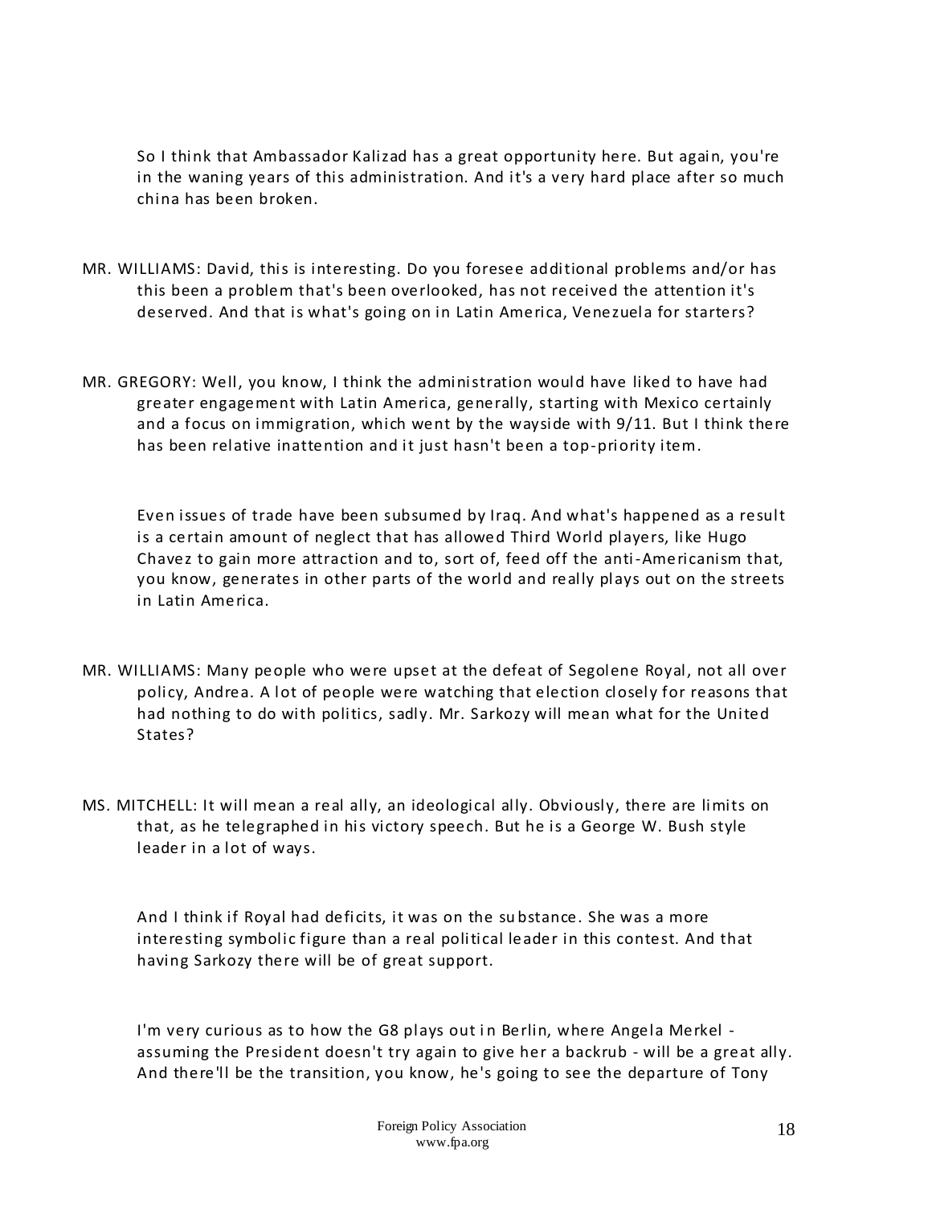So I think that Ambassador Kalizad has a great opportunity here. But again, you're in the waning years of this administration. And it's a very hard place after so much china has been broken.

MR. WILLIAMS: David, this is interesting. Do you foresee additional problems and/or has this been a problem that's been overlooked, has not received the attention it's deserved. And that is what's going on in Latin America, Venezuela for starters?

MR. GREGORY: Well, you know, I think the administration would have liked to have had greater engagement with Latin America, generally, starting with Mexico certainly and a focus on immigration, which went by the wayside with 9/11. But I think there has been relative inattention and it just hasn't been a top-priority item.

Even issues of trade have been subsumed by Iraq. And what's happened as a result is a certain amount of neglect that has allowed Third World players, like Hugo Chavez to gain more attraction and to, sort of, feed off the anti-Americanism that, you know, generates in other parts of the world and really plays out on the streets in Latin America.

MR. WILLIAMS: Many people who were upset at the defeat of Segolene Royal, not all over policy, Andrea. A lot of people were watching that election closely for reasons that had nothing to do with politics, sadly. Mr. Sarkozy will mean what for the United States?

MS. MITCHELL: It will mean a real ally, an ideological ally. Obviously, there are limits on that, as he telegraphed in his victory speech. But he is a George W. Bush style leader in a lot of ways.

And I think if Royal had deficits, it was on the substance. She was a more interesting symbolic figure than a real political leader in this contest. And that having Sarkozy there will be of great support.

I'm very curious as to how the G8 plays out in Berlin, where Angela Merkel - assuming the President doesn't try again to give her a backrub - will be a great ally. And there'll be the transition, you know, he's going to see the departure of Tony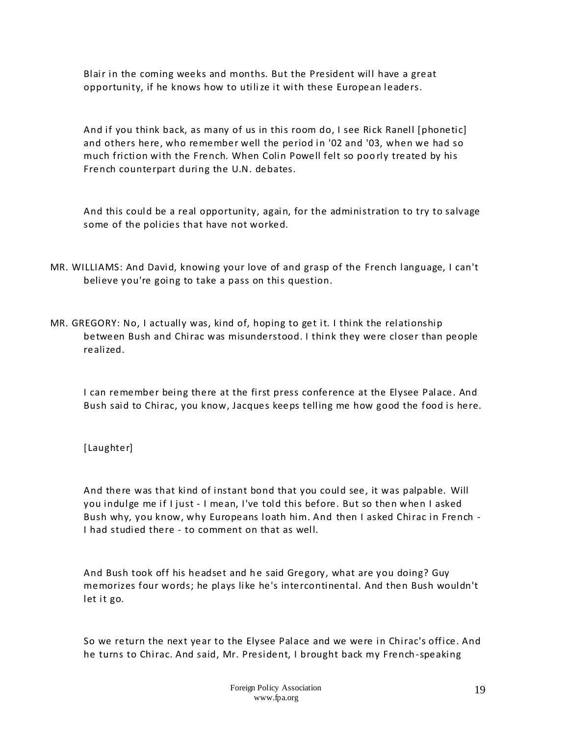Blair in the coming weeks and months. But the President will have a great opportunity, if he knows how to utilize it with these European leaders.

And if you think back, as many of us in this room do, I see Rick Ranell [phonetic] and others here, who remember well the period in '02 and '03, when we had so much friction with the French. When Colin Powell felt so poorly treated by his French counterpart during the U.N. debates.

And this could be a real opportunity, again, for the administration to try to salvage some of the policies that have not worked.

MR. WILLIAMS: And David, knowing your love of and grasp of the French language, I can't believe you're going to take a pass on this question.

MR. GREGORY: No, I actually was, kind of, hoping to get it. I think the relationship between Bush and Chirac was misunderstood. I think they were closer than people realized.

I can remember being there at the first press conference at the Elysee Palace. And Bush said to Chirac, you know, Jacques keeps telling me how good the food is here.

[Laughter]

And there was that kind of instant bond that you could see, it was palpable. Will you indulge me if I just - I mean, I've told this before. But so then when I asked Bush why, you know, why Europeans loath him. And then I asked Chirac in French - I had studied there - to comment on that as well.

And Bush took off his headset and he said Gregory, what are you doing? Guy memorizes four words; he plays like he's intercontinental. And then Bush wouldn't let it go.

So we return the next year to the Elysee Palace and we were in Chirac's office. And he turns to Chirac. And said, Mr. President, I brought back my French-speaking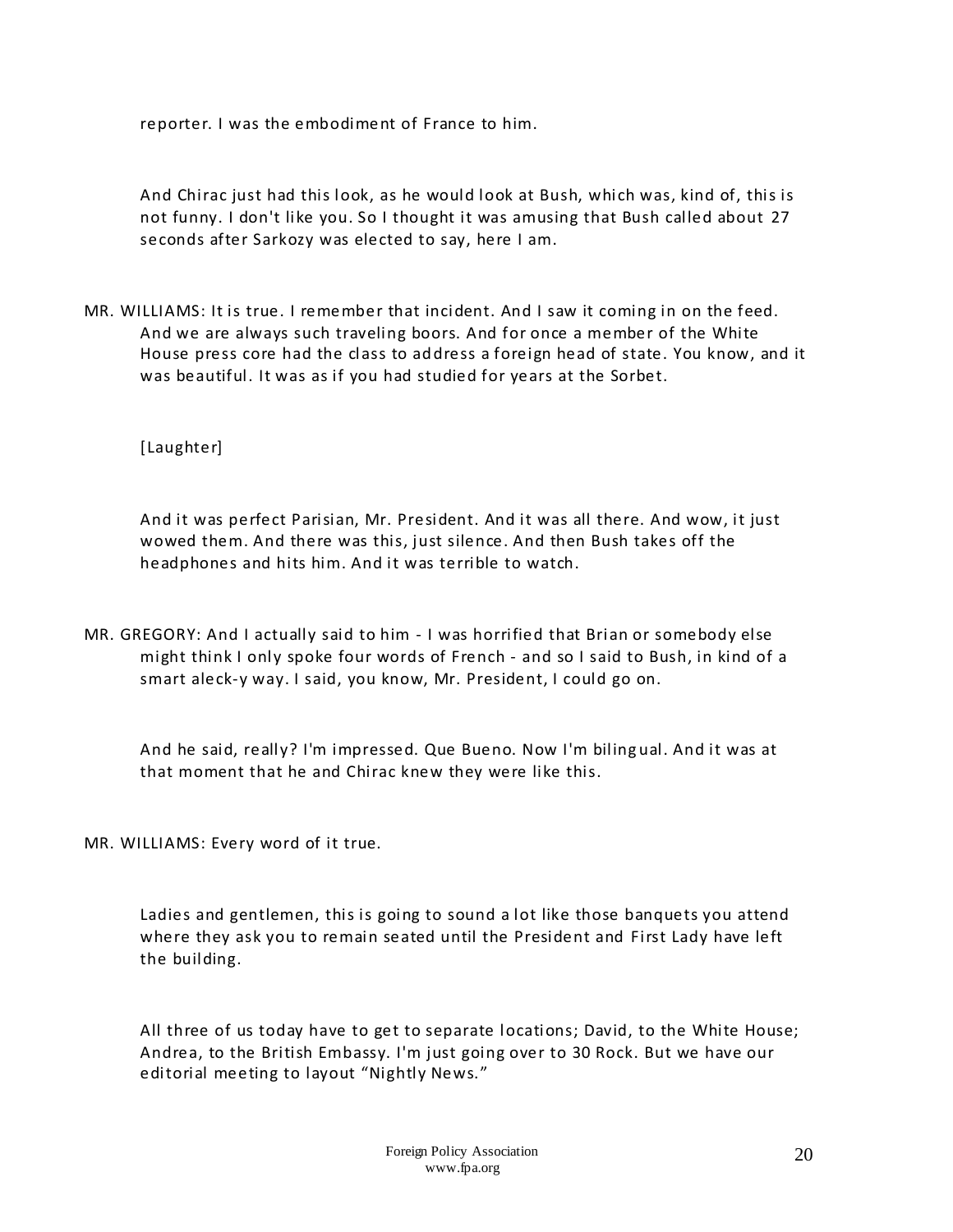reporter. I was the embodiment of France to him.

And Chirac just had this look, as he would look at Bush, which was, kind of, this is not funny. I don't like you. So I thought it was amusing that Bush called about 27 seconds after Sarkozy was elected to say, here I am.

MR. WILLIAMS: It is true. I remember that incident. And I saw it coming in on the feed. And we are always such traveling boors. And for once a member of the White House press core had the class to address a foreign head of state. You know, and it was beautiful. It was as if you had studied for years at the Sorbet.

[Laughter]

And it was perfect Parisian, Mr. President. And it was all there. And wow, it just wowed them. And there was this, just silence. And then Bush takes off the headphones and hits him. And it was terrible to watch.

MR. GREGORY: And I actually said to him - I was horrified that Brian or somebody else might think I only spoke four words of French - and so I said to Bush, in kind of a smart aleck-y way. I said, you know, Mr. President, I could go on.

And he said, really? I'm impressed. Que Bueno. Now I'm bilingual. And it was at that moment that he and Chirac knew they were like this.

MR. WILLIAMS: Every word of it true.

Ladies and gentlemen, this is going to sound a lot like those banquets you attend where they ask you to remain seated until the President and First Lady have left the building.

All three of us today have to get to separate locations; David, to the White House; Andrea, to the British Embassy. I'm just going over to 30 Rock. But we have our editorial meeting to layout "Nightly News."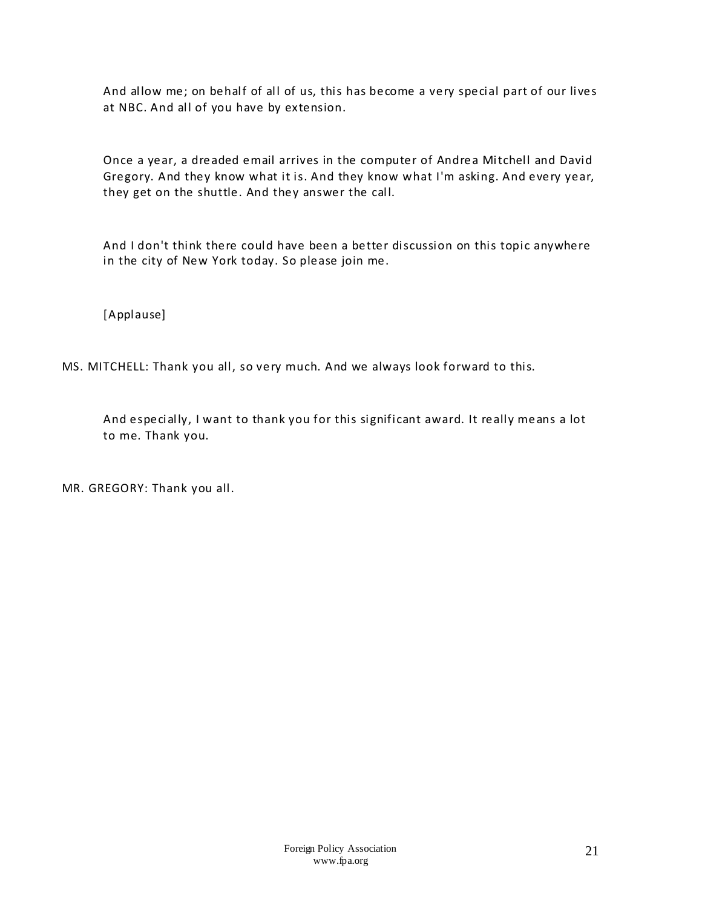And allow me; on behalf of all of us, this has become a very special part of our lives at NBC. And all of you have by extension.

Once a year, a dreaded email arrives in the computer of Andrea Mitchell and David Gregory. And they know what it is. And they know what I'm asking. And every year, they get on the shuttle. And they answer the call.

And I don't think there could have been a better discussion on this topic anywhere in the city of New York today. So please join me.

[Applause]

MS. MITCHELL: Thank you all, so very much. And we always look forward to this.

And especially, I want to thank you for this significant award. It really means a lot to me. Thank you.

MR. GREGORY: Thank you all.